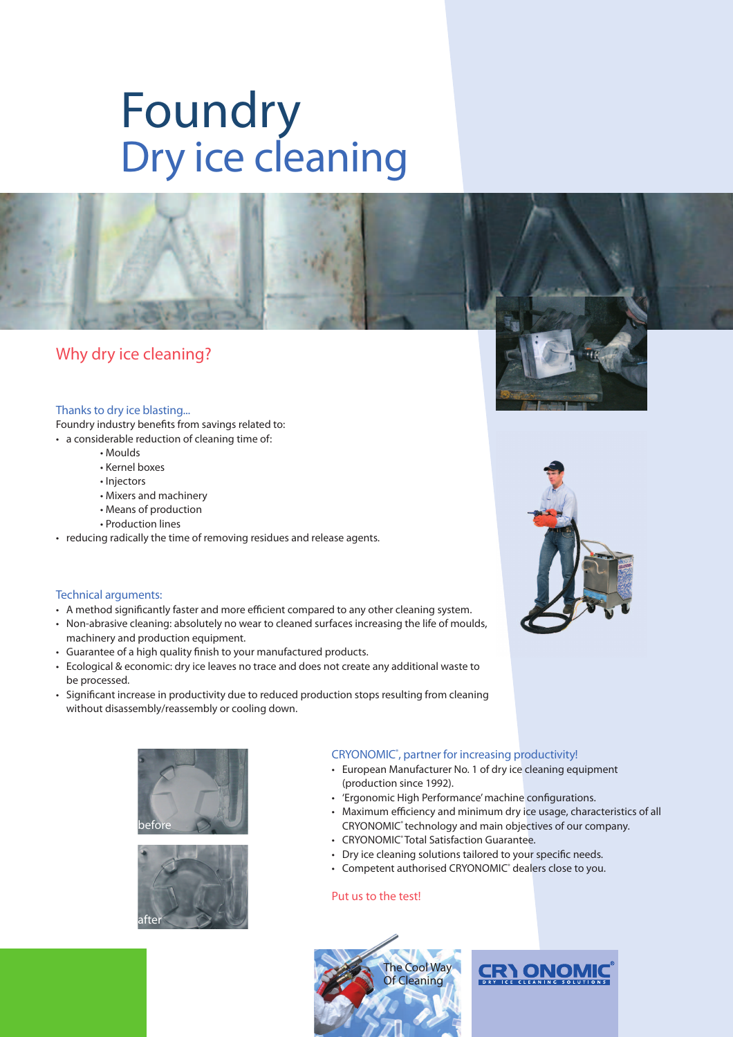# Foundry
## Dry ice cleaning

## Why dry ice cleaning?

### Thanks to dry ice blasting...

Foundry industry benefits from savings related to:

- a considerable reduction of cleaning time of:
  - Moulds
  - Kernel boxes
  - Injectors
  - Mixers and machinery
  - Means of production
  - Production lines
- reducing radically the time of removing residues and release agents.

### Technical arguments:

- A method significantly faster and more efficient compared to any other cleaning system.
- Non-abrasive cleaning: absolutely no wear to cleaned surfaces increasing the life of moulds, machinery and production equipment.
- Guarantee of a high quality finish to your manufactured products.
- Ecological & economic: dry ice leaves no trace and does not create any additional waste to be processed.
- Significant increase in productivity due to reduced production stops resulting from cleaning without disassembly/reassembly or cooling down.

before

after

### CRYONOMIC®, partner for increasing productivity!

- European Manufacturer No. 1 of dry ice cleaning equipment (production since 1992).
- 'Ergonomic High Performance' machine configurations.
- Maximum efficiency and minimum dry ice usage, characteristics of all CRYONOMIC® technology and main objectives of our company.
- CRYONOMIC® Total Satisfaction Guarantee.
- Dry ice cleaning solutions tailored to your specific needs.
- Competent authorised CRYONOMIC® dealers close to you.

Put us to the test!

The Cool Way Of Cleaning

CRYONOMIC®
DRY ICE CLEANING SOLUTIONS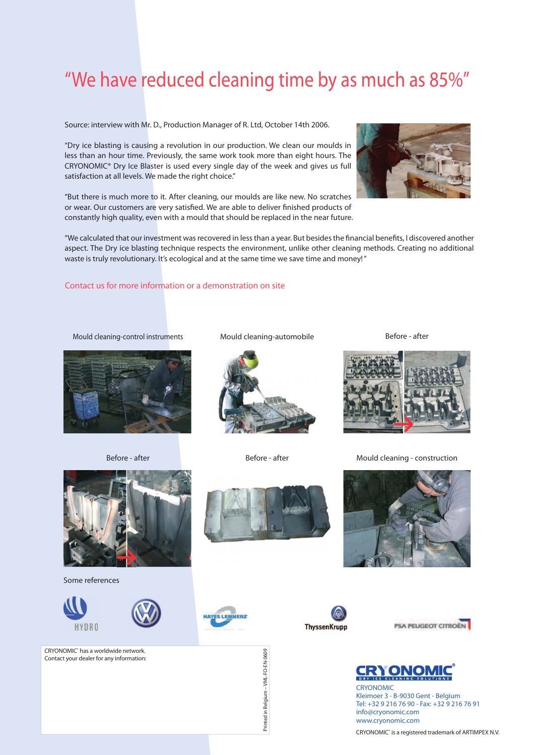# "We have reduced cleaning time by as much as 85%"

Source: interview with Mr. D., Production Manager of R. Ltd, October 14th 2006.

"Dry ice blasting is causing a revolution in our production. We clean our moulds in less than an hour time. Previously, the same work took more than eight hours. The CRYONOMIC® Dry Ice Blaster is used every single day of the week and gives us full satisfaction at all levels. We made the right choice."

"But there is much more to it. After cleaning, our moulds are like new. No scratches or wear. Our customers are very satisfied. We are able to deliver finished products of constantly high quality, even with a mould that should be replaced in the near future.

"We calculated that our investment was recovered in less than a year. But besides the financial benefits, I discovered another aspect. The Dry ice blasting technique respects the environment, unlike other cleaning methods. Creating no additional waste is truly revolutionary. It's ecological and at the same time we save time and money!"

Contact us for more information or a demonstration on site

Mould cleaning-control instruments

Mould cleaning-automobile

Before - after

Before - after

Before - after

Mould cleaning - construction

Some references

HYDRO

HAYES LEMMERZ

ThyssenKrupp

PSA PEUGEOT CITROËN

CRYONOMIC® has a worldwide network.
Contact your dealer for any information:

Printed in Belgium – VML-FO-EN-0609

CRYONOMIC® DRY ICE CLEANING SOLUTIONS

CRYONOMIC
Kleimoer 3 - B-9030 Gent - Belgium
Tel: +32 9 216 76 90 - Fax: +32 9 216 76 91
info@cryonomic.com
www.cryonomic.com

CRYONOMIC® is a registered trademark of ARTIMPEX N.V.